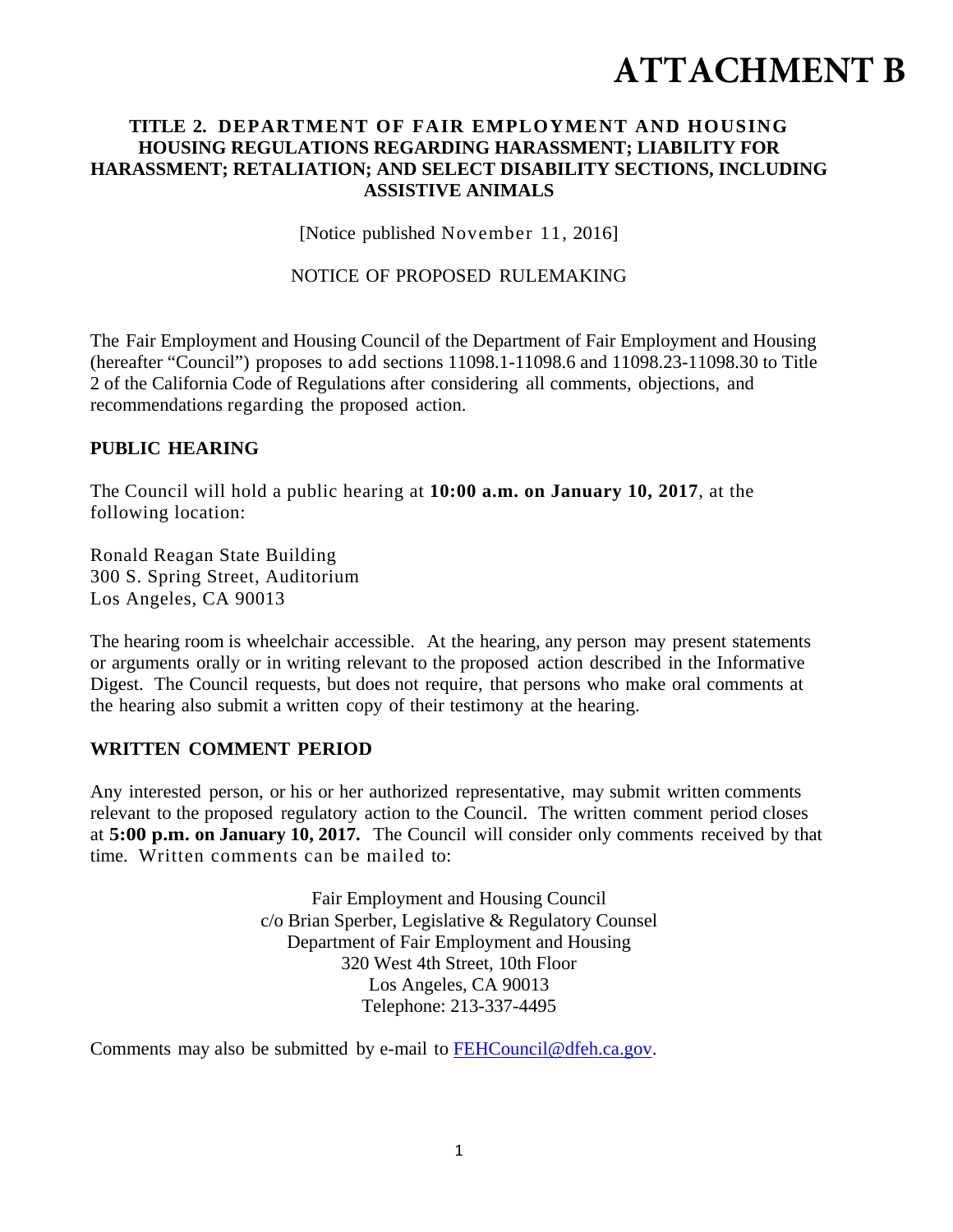# ATTACHMENT B

**TITLE 2. DEPARTMENT OF FAIR EMPLOYMENT AND HOUSING HOUSING REGULATIONS REGARDING HARASSMENT; LIABILITY FOR HARASSMENT; RETALIATION; AND SELECT DISABILITY SECTIONS, INCLUDING ASSISTIVE ANIMALS**

[Notice published November 11, 2016]

NOTICE OF PROPOSED RULEMAKING

The Fair Employment and Housing Council of the Department of Fair Employment and Housing (hereafter "Council") proposes to add sections 11098.1-11098.6 and 11098.23-11098.30 to Title 2 of the California Code of Regulations after considering all comments, objections, and recommendations regarding the proposed action.

## PUBLIC HEARING

The Council will hold a public hearing at **10:00 a.m. on January 10, 2017**, at the following location:

Ronald Reagan State Building
300 S. Spring Street, Auditorium
Los Angeles, CA 90013

The hearing room is wheelchair accessible. At the hearing, any person may present statements or arguments orally or in writing relevant to the proposed action described in the Informative Digest. The Council requests, but does not require, that persons who make oral comments at the hearing also submit a written copy of their testimony at the hearing.

## WRITTEN COMMENT PERIOD

Any interested person, or his or her authorized representative, may submit written comments relevant to the proposed regulatory action to the Council. The written comment period closes at **5:00 p.m. on January 10, 2017.** The Council will consider only comments received by that time. Written comments can be mailed to:

Fair Employment and Housing Council
c/o Brian Sperber, Legislative & Regulatory Counsel
Department of Fair Employment and Housing
320 West 4th Street, 10th Floor
Los Angeles, CA 90013
Telephone: 213-337-4495

Comments may also be submitted by e-mail to FEHCouncil@dfeh.ca.gov.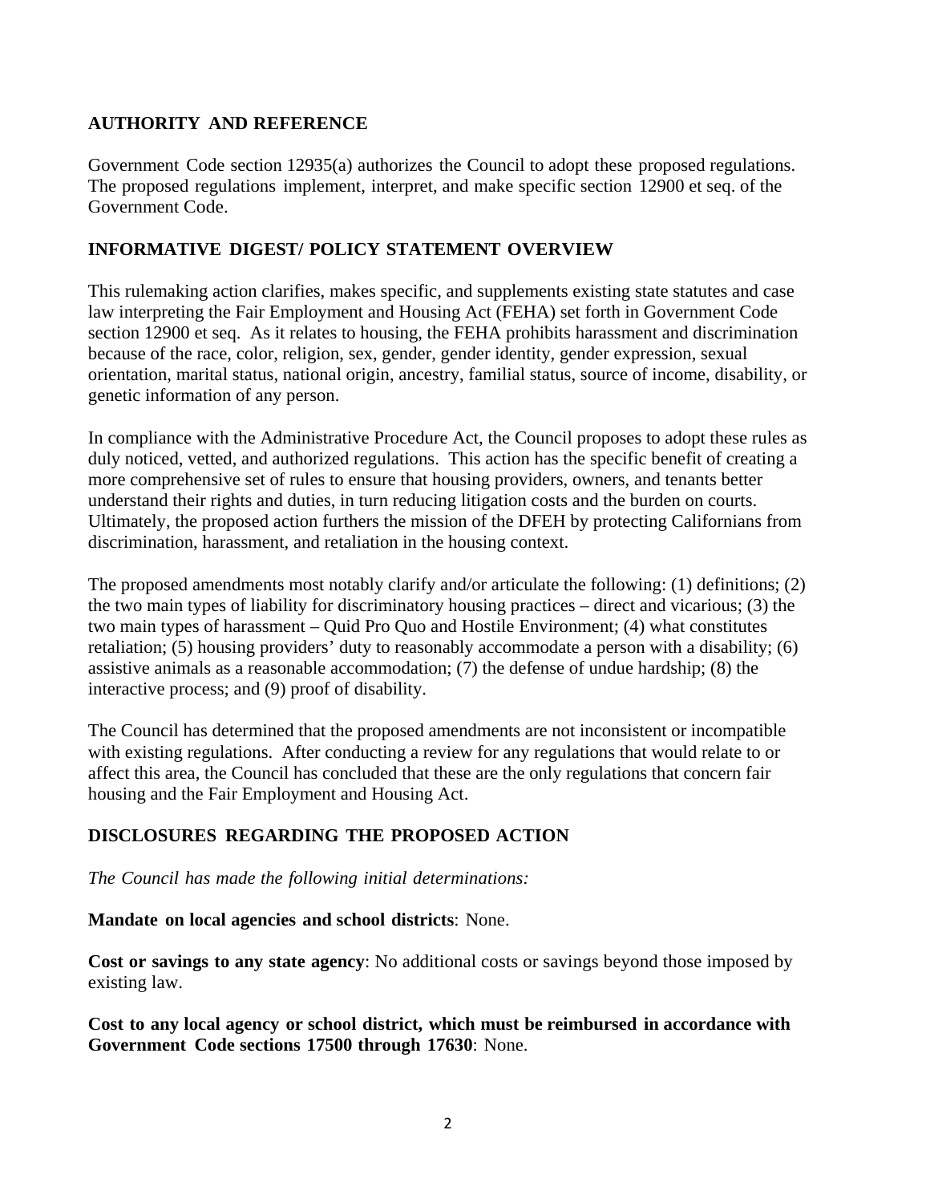## AUTHORITY AND REFERENCE

Government Code section 12935(a) authorizes the Council to adopt these proposed regulations. The proposed regulations implement, interpret, and make specific section 12900 et seq. of the Government Code.

## INFORMATIVE DIGEST/ POLICY STATEMENT OVERVIEW

This rulemaking action clarifies, makes specific, and supplements existing state statutes and case law interpreting the Fair Employment and Housing Act (FEHA) set forth in Government Code section 12900 et seq. As it relates to housing, the FEHA prohibits harassment and discrimination because of the race, color, religion, sex, gender, gender identity, gender expression, sexual orientation, marital status, national origin, ancestry, familial status, source of income, disability, or genetic information of any person.

In compliance with the Administrative Procedure Act, the Council proposes to adopt these rules as duly noticed, vetted, and authorized regulations. This action has the specific benefit of creating a more comprehensive set of rules to ensure that housing providers, owners, and tenants better understand their rights and duties, in turn reducing litigation costs and the burden on courts. Ultimately, the proposed action furthers the mission of the DFEH by protecting Californians from discrimination, harassment, and retaliation in the housing context.

The proposed amendments most notably clarify and/or articulate the following: (1) definitions; (2) the two main types of liability for discriminatory housing practices – direct and vicarious; (3) the two main types of harassment – Quid Pro Quo and Hostile Environment; (4) what constitutes retaliation; (5) housing providers' duty to reasonably accommodate a person with a disability; (6) assistive animals as a reasonable accommodation; (7) the defense of undue hardship; (8) the interactive process; and (9) proof of disability.

The Council has determined that the proposed amendments are not inconsistent or incompatible with existing regulations. After conducting a review for any regulations that would relate to or affect this area, the Council has concluded that these are the only regulations that concern fair housing and the Fair Employment and Housing Act.

## DISCLOSURES REGARDING THE PROPOSED ACTION

*The Council has made the following initial determinations:*

**Mandate on local agencies and school districts**: None.

**Cost or savings to any state agency**: No additional costs or savings beyond those imposed by existing law.

**Cost to any local agency or school district, which must be reimbursed in accordance with Government Code sections 17500 through 17630**: None.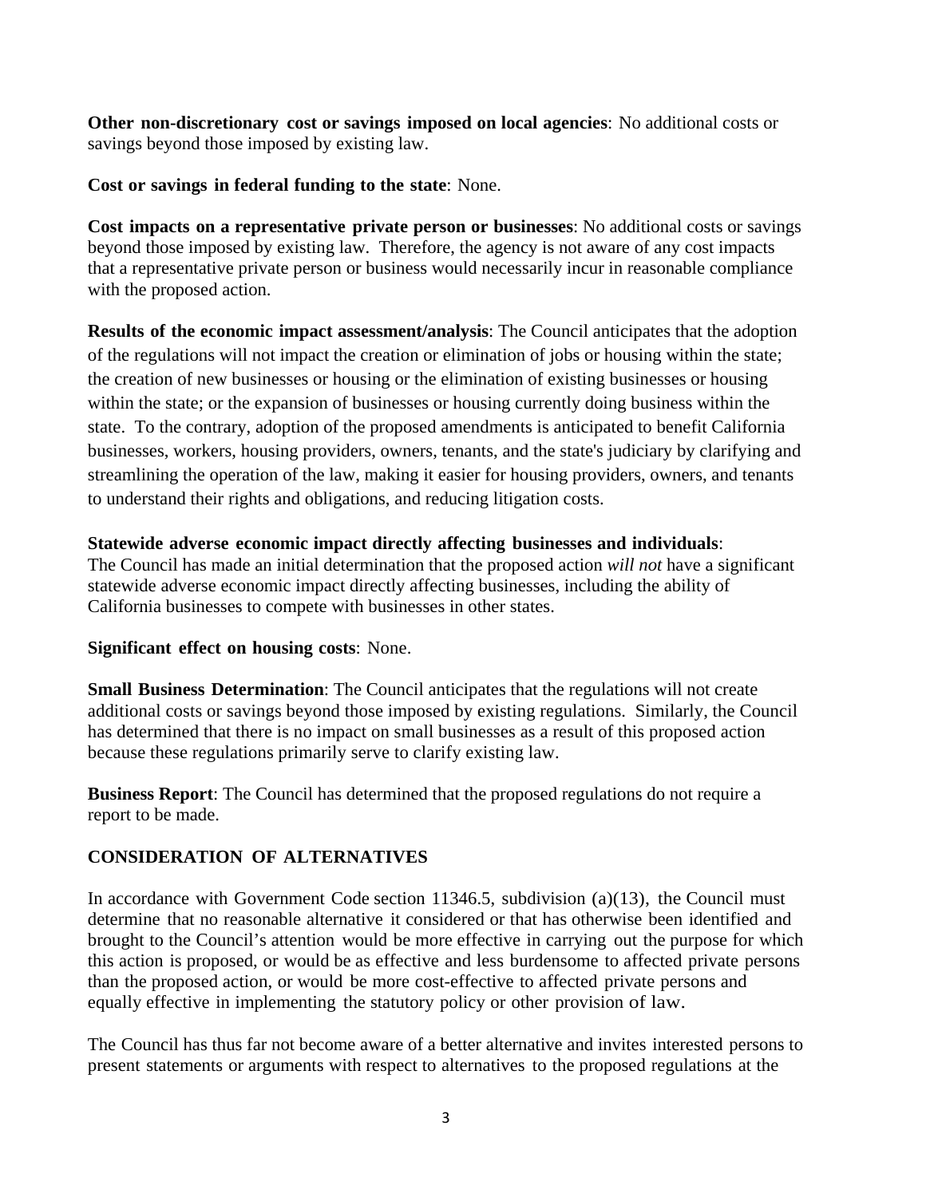**Other non-discretionary cost or savings imposed on local agencies**: No additional costs or savings beyond those imposed by existing law.

**Cost or savings in federal funding to the state**: None.

**Cost impacts on a representative private person or businesses**: No additional costs or savings beyond those imposed by existing law. Therefore, the agency is not aware of any cost impacts that a representative private person or business would necessarily incur in reasonable compliance with the proposed action.

**Results of the economic impact assessment/analysis**: The Council anticipates that the adoption of the regulations will not impact the creation or elimination of jobs or housing within the state; the creation of new businesses or housing or the elimination of existing businesses or housing within the state; or the expansion of businesses or housing currently doing business within the state. To the contrary, adoption of the proposed amendments is anticipated to benefit California businesses, workers, housing providers, owners, tenants, and the state's judiciary by clarifying and streamlining the operation of the law, making it easier for housing providers, owners, and tenants to understand their rights and obligations, and reducing litigation costs.

**Statewide adverse economic impact directly affecting businesses and individuals**: The Council has made an initial determination that the proposed action *will not* have a significant statewide adverse economic impact directly affecting businesses, including the ability of California businesses to compete with businesses in other states.

**Significant effect on housing costs**: None.

**Small Business Determination**: The Council anticipates that the regulations will not create additional costs or savings beyond those imposed by existing regulations. Similarly, the Council has determined that there is no impact on small businesses as a result of this proposed action because these regulations primarily serve to clarify existing law.

**Business Report**: The Council has determined that the proposed regulations do not require a report to be made.

## CONSIDERATION OF ALTERNATIVES

In accordance with Government Code section 11346.5, subdivision (a)(13), the Council must determine that no reasonable alternative it considered or that has otherwise been identified and brought to the Council's attention would be more effective in carrying out the purpose for which this action is proposed, or would be as effective and less burdensome to affected private persons than the proposed action, or would be more cost-effective to affected private persons and equally effective in implementing the statutory policy or other provision of law.

The Council has thus far not become aware of a better alternative and invites interested persons to present statements or arguments with respect to alternatives to the proposed regulations at the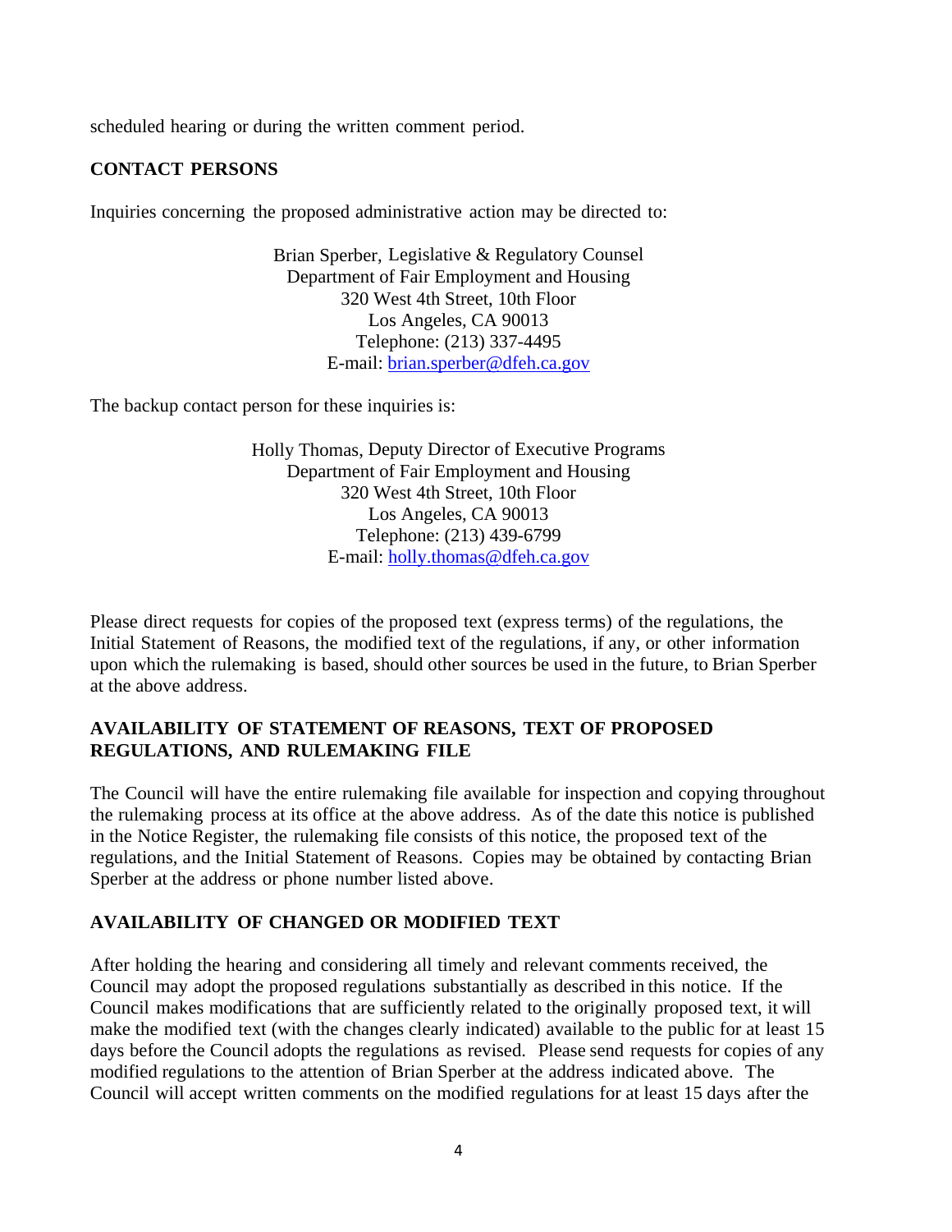scheduled hearing or during the written comment period.

**CONTACT PERSONS**

Inquiries concerning the proposed administrative action may be directed to:

Brian Sperber, Legislative & Regulatory Counsel
Department of Fair Employment and Housing
320 West 4th Street, 10th Floor
Los Angeles, CA 90013
Telephone: (213) 337-4495
E-mail: brian.sperber@dfeh.ca.gov

The backup contact person for these inquiries is:

Holly Thomas, Deputy Director of Executive Programs
Department of Fair Employment and Housing
320 West 4th Street, 10th Floor
Los Angeles, CA 90013
Telephone: (213) 439-6799
E-mail: holly.thomas@dfeh.ca.gov

Please direct requests for copies of the proposed text (express terms) of the regulations, the Initial Statement of Reasons, the modified text of the regulations, if any, or other information upon which the rulemaking is based, should other sources be used in the future, to Brian Sperber at the above address.

**AVAILABILITY OF STATEMENT OF REASONS, TEXT OF PROPOSED REGULATIONS, AND RULEMAKING FILE**

The Council will have the entire rulemaking file available for inspection and copying throughout the rulemaking process at its office at the above address. As of the date this notice is published in the Notice Register, the rulemaking file consists of this notice, the proposed text of the regulations, and the Initial Statement of Reasons. Copies may be obtained by contacting Brian Sperber at the address or phone number listed above.

**AVAILABILITY OF CHANGED OR MODIFIED TEXT**

After holding the hearing and considering all timely and relevant comments received, the Council may adopt the proposed regulations substantially as described in this notice. If the Council makes modifications that are sufficiently related to the originally proposed text, it will make the modified text (with the changes clearly indicated) available to the public for at least 15 days before the Council adopts the regulations as revised. Please send requests for copies of any modified regulations to the attention of Brian Sperber at the address indicated above. The Council will accept written comments on the modified regulations for at least 15 days after the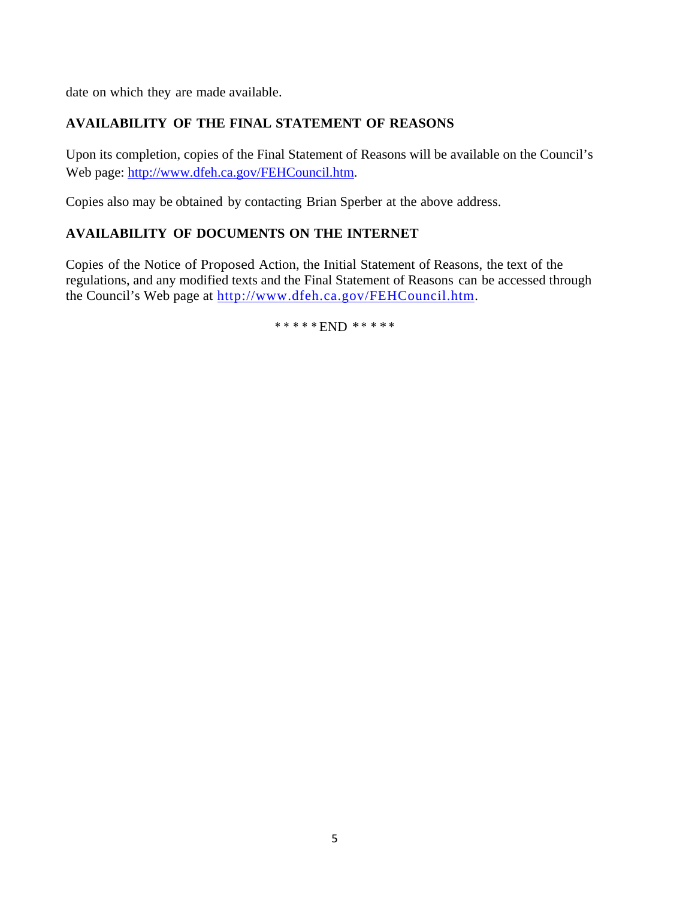date on which they are made available.

## AVAILABILITY OF THE FINAL STATEMENT OF REASONS

Upon its completion, copies of the Final Statement of Reasons will be available on the Council's Web page: http://www.dfeh.ca.gov/FEHCouncil.htm.

Copies also may be obtained by contacting Brian Sperber at the above address.

## AVAILABILITY OF DOCUMENTS ON THE INTERNET

Copies of the Notice of Proposed Action, the Initial Statement of Reasons, the text of the regulations, and any modified texts and the Final Statement of Reasons can be accessed through the Council's Web page at http://www.dfeh.ca.gov/FEHCouncil.htm.

* * * * * END * * * * *